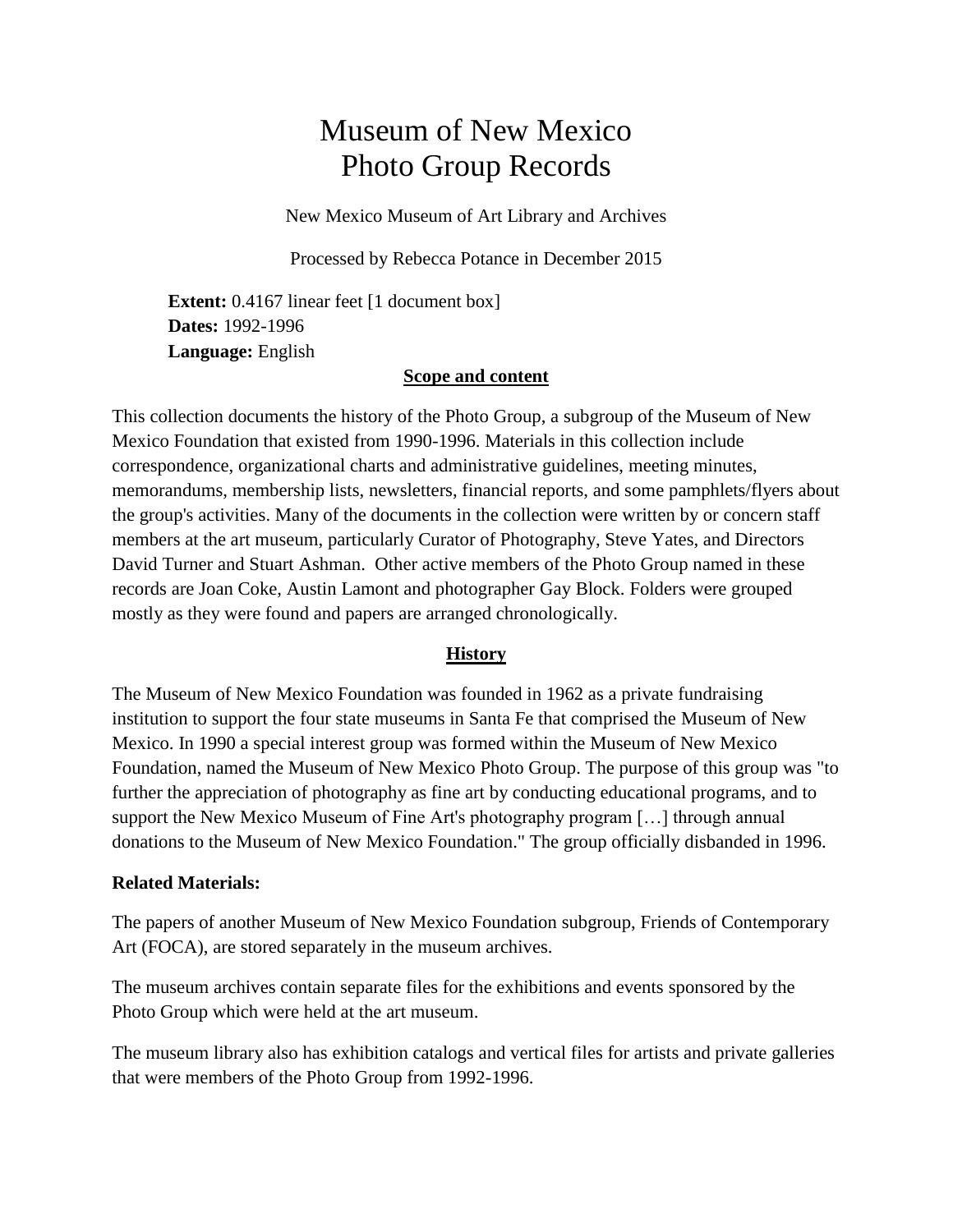# Museum of New Mexico Photo Group Records

New Mexico Museum of Art Library and Archives

Processed by Rebecca Potance in December 2015

**Extent:** 0.4167 linear feet [1 document box]
**Dates:** 1992-1996
**Language:** English

## Scope and content

This collection documents the history of the Photo Group, a subgroup of the Museum of New Mexico Foundation that existed from 1990-1996. Materials in this collection include correspondence, organizational charts and administrative guidelines, meeting minutes, memorandums, membership lists, newsletters, financial reports, and some pamphlets/flyers about the group's activities. Many of the documents in the collection were written by or concern staff members at the art museum, particularly Curator of Photography, Steve Yates, and Directors David Turner and Stuart Ashman. Other active members of the Photo Group named in these records are Joan Coke, Austin Lamont and photographer Gay Block. Folders were grouped mostly as they were found and papers are arranged chronologically.

## History

The Museum of New Mexico Foundation was founded in 1962 as a private fundraising institution to support the four state museums in Santa Fe that comprised the Museum of New Mexico. In 1990 a special interest group was formed within the Museum of New Mexico Foundation, named the Museum of New Mexico Photo Group. The purpose of this group was "to further the appreciation of photography as fine art by conducting educational programs, and to support the New Mexico Museum of Fine Art's photography program […] through annual donations to the Museum of New Mexico Foundation." The group officially disbanded in 1996.

**Related Materials:**

The papers of another Museum of New Mexico Foundation subgroup, Friends of Contemporary Art (FOCA), are stored separately in the museum archives.

The museum archives contain separate files for the exhibitions and events sponsored by the Photo Group which were held at the art museum.

The museum library also has exhibition catalogs and vertical files for artists and private galleries that were members of the Photo Group from 1992-1996.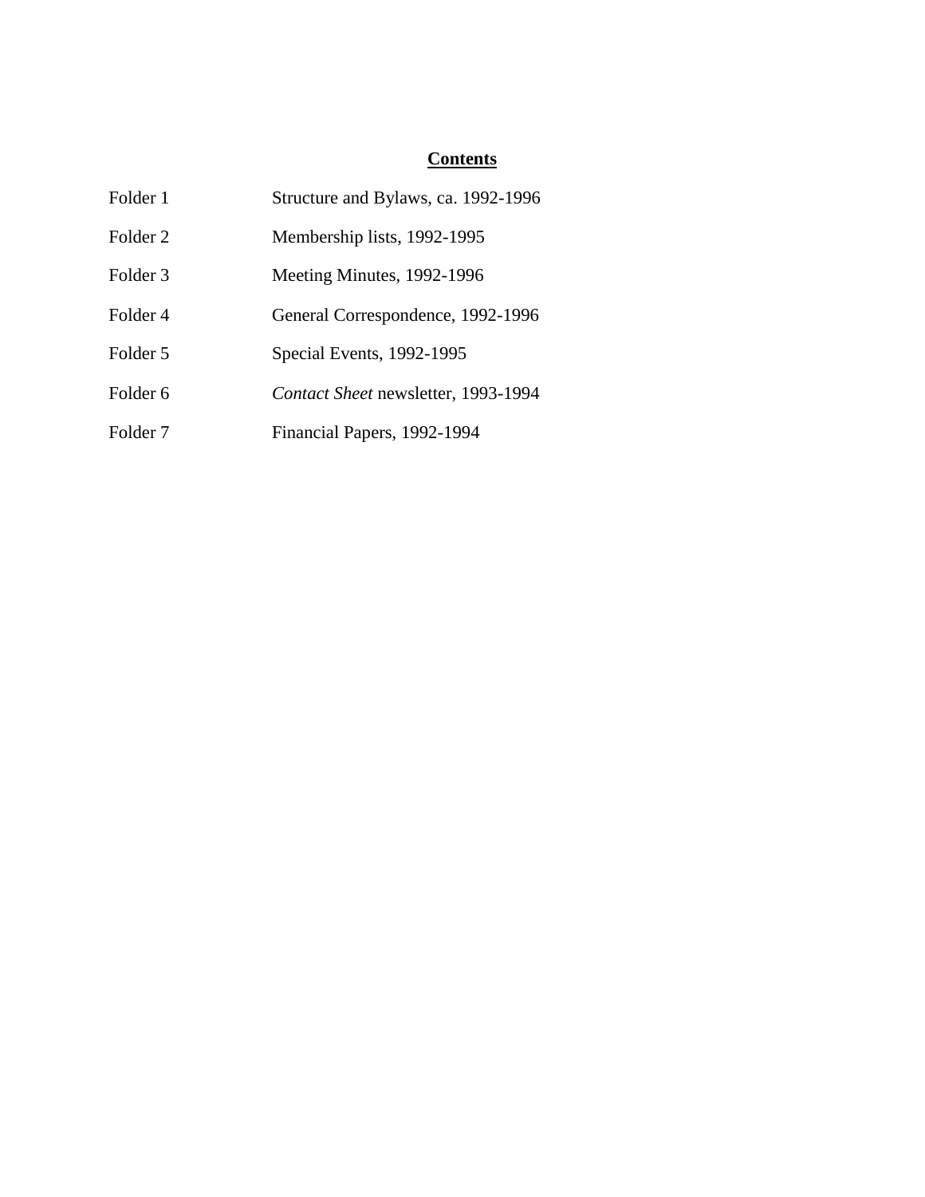## Contents

| | |
|---|---|
| Folder 1 | Structure and Bylaws, ca. 1992-1996 |
| Folder 2 | Membership lists, 1992-1995 |
| Folder 3 | Meeting Minutes, 1992-1996 |
| Folder 4 | General Correspondence, 1992-1996 |
| Folder 5 | Special Events, 1992-1995 |
| Folder 6 | *Contact Sheet* newsletter, 1993-1994 |
| Folder 7 | Financial Papers, 1992-1994 |